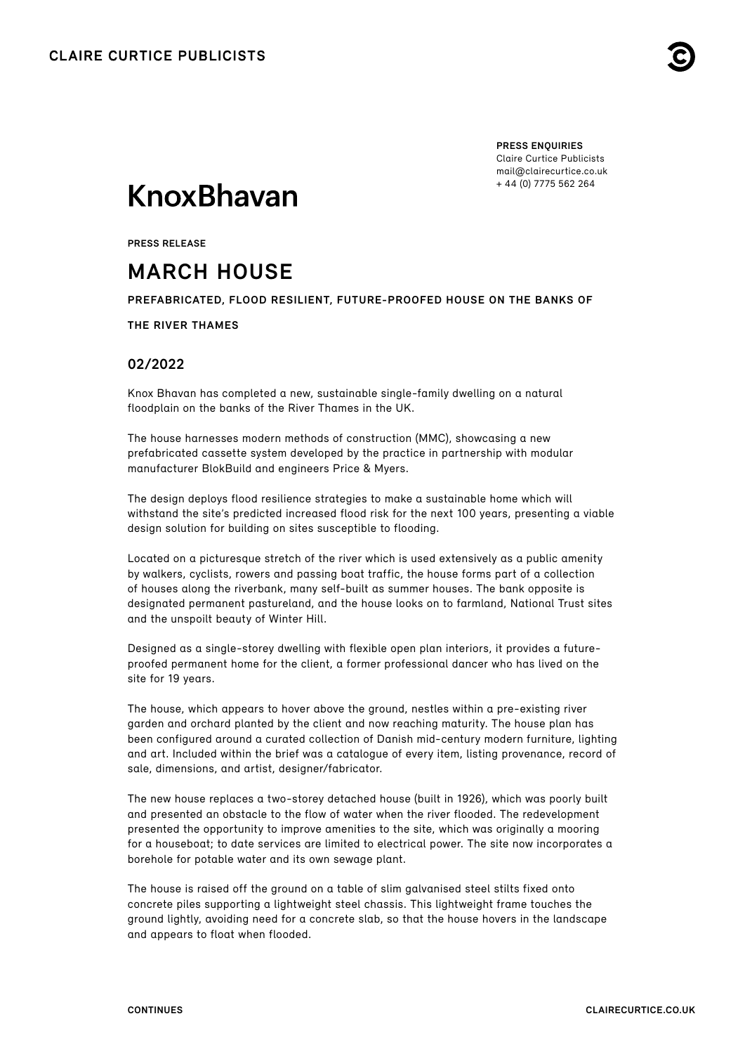**CLAIRE CURTICE PUBLICISTS**

**PRESS ENQUIRIES**
Claire Curtice Publicists
mail@clairecurtice.co.uk
+ 44 (0) 7775 562 264

# KnoxBhavan

**PRESS RELEASE**

## MARCH HOUSE

**PREFABRICATED, FLOOD RESILIENT, FUTURE-PROOFED HOUSE ON THE BANKS OF THE RIVER THAMES**

### 02/2022

Knox Bhavan has completed a new, sustainable single-family dwelling on a natural floodplain on the banks of the River Thames in the UK.

The house harnesses modern methods of construction (MMC), showcasing a new prefabricated cassette system developed by the practice in partnership with modular manufacturer BlokBuild and engineers Price & Myers.

The design deploys flood resilience strategies to make a sustainable home which will withstand the site's predicted increased flood risk for the next 100 years, presenting a viable design solution for building on sites susceptible to flooding.

Located on a picturesque stretch of the river which is used extensively as a public amenity by walkers, cyclists, rowers and passing boat traffic, the house forms part of a collection of houses along the riverbank, many self-built as summer houses. The bank opposite is designated permanent pastureland, and the house looks on to farmland, National Trust sites and the unspoilt beauty of Winter Hill.

Designed as a single-storey dwelling with flexible open plan interiors, it provides a future-proofed permanent home for the client, a former professional dancer who has lived on the site for 19 years.

The house, which appears to hover above the ground, nestles within a pre-existing river garden and orchard planted by the client and now reaching maturity. The house plan has been configured around a curated collection of Danish mid-century modern furniture, lighting and art. Included within the brief was a catalogue of every item, listing provenance, record of sale, dimensions, and artist, designer/fabricator.

The new house replaces a two-storey detached house (built in 1926), which was poorly built and presented an obstacle to the flow of water when the river flooded. The redevelopment presented the opportunity to improve amenities to the site, which was originally a mooring for a houseboat; to date services are limited to electrical power. The site now incorporates a borehole for potable water and its own sewage plant.

The house is raised off the ground on a table of slim galvanised steel stilts fixed onto concrete piles supporting a lightweight steel chassis. This lightweight frame touches the ground lightly, avoiding need for a concrete slab, so that the house hovers in the landscape and appears to float when flooded.

**CONTINUES**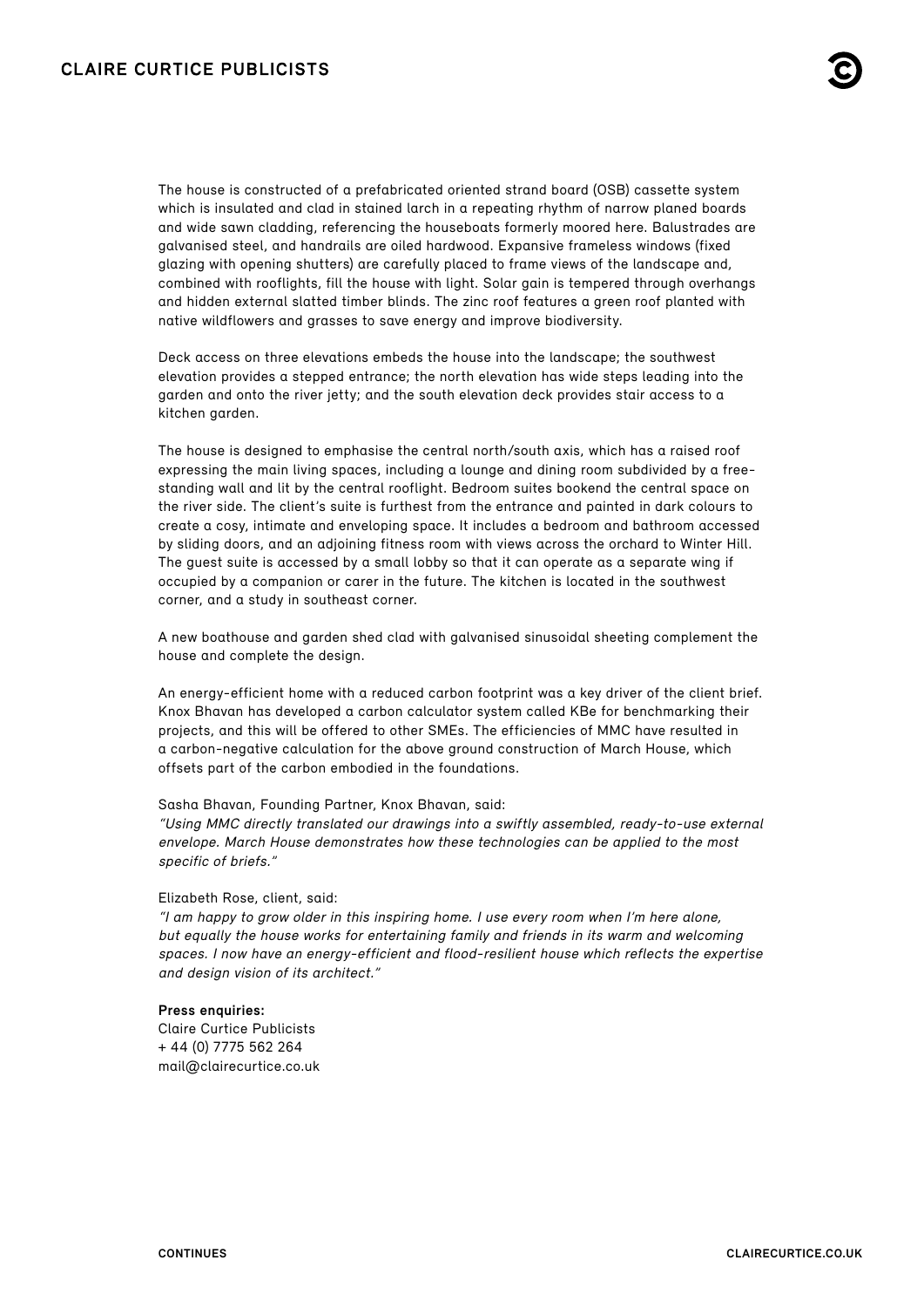The house is constructed of a prefabricated oriented strand board (OSB) cassette system which is insulated and clad in stained larch in a repeating rhythm of narrow planed boards and wide sawn cladding, referencing the houseboats formerly moored here. Balustrades are galvanised steel, and handrails are oiled hardwood. Expansive frameless windows (fixed glazing with opening shutters) are carefully placed to frame views of the landscape and, combined with rooflights, fill the house with light. Solar gain is tempered through overhangs and hidden external slatted timber blinds. The zinc roof features a green roof planted with native wildflowers and grasses to save energy and improve biodiversity.

Deck access on three elevations embeds the house into the landscape; the southwest elevation provides a stepped entrance; the north elevation has wide steps leading into the garden and onto the river jetty; and the south elevation deck provides stair access to a kitchen garden.

The house is designed to emphasise the central north/south axis, which has a raised roof expressing the main living spaces, including a lounge and dining room subdivided by a free-standing wall and lit by the central rooflight. Bedroom suites bookend the central space on the river side. The client's suite is furthest from the entrance and painted in dark colours to create a cosy, intimate and enveloping space. It includes a bedroom and bathroom accessed by sliding doors, and an adjoining fitness room with views across the orchard to Winter Hill. The guest suite is accessed by a small lobby so that it can operate as a separate wing if occupied by a companion or carer in the future. The kitchen is located in the southwest corner, and a study in southeast corner.

A new boathouse and garden shed clad with galvanised sinusoidal sheeting complement the house and complete the design.

An energy-efficient home with a reduced carbon footprint was a key driver of the client brief. Knox Bhavan has developed a carbon calculator system called KBe for benchmarking their projects, and this will be offered to other SMEs. The efficiencies of MMC have resulted in a carbon-negative calculation for the above ground construction of March House, which offsets part of the carbon embodied in the foundations.

Sasha Bhavan, Founding Partner, Knox Bhavan, said:
*"Using MMC directly translated our drawings into a swiftly assembled, ready-to-use external envelope. March House demonstrates how these technologies can be applied to the most specific of briefs."*

Elizabeth Rose, client, said:
*"I am happy to grow older in this inspiring home. I use every room when I'm here alone, but equally the house works for entertaining family and friends in its warm and welcoming spaces. I now have an energy-efficient and flood-resilient house which reflects the expertise and design vision of its architect."*

**Press enquiries:**
Claire Curtice Publicists
+ 44 (0) 7775 562 264
mail@clairecurtice.co.uk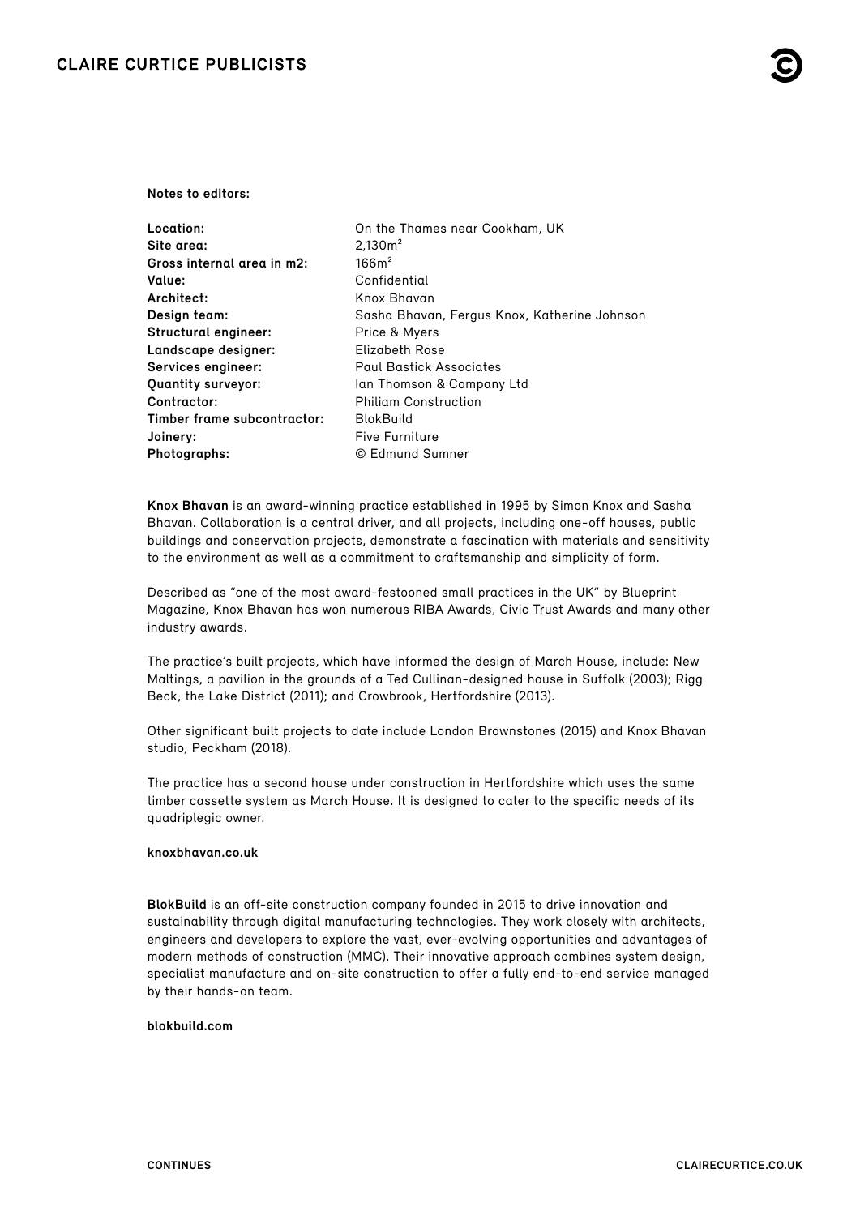**Notes to editors:**

| | |
|---|---|
| **Location:** | On the Thames near Cookham, UK |
| **Site area:** | 2,130m$^2$ |
| **Gross internal area in m2:** | 166m$^2$ |
| **Value:** | Confidential |
| **Architect:** | Knox Bhavan |
| **Design team:** | Sasha Bhavan, Fergus Knox, Katherine Johnson |
| **Structural engineer:** | Price & Myers |
| **Landscape designer:** | Elizabeth Rose |
| **Services engineer:** | Paul Bastick Associates |
| **Quantity surveyor:** | Ian Thomson & Company Ltd |
| **Contractor:** | Philiam Construction |
| **Timber frame subcontractor:** | BlokBuild |
| **Joinery:** | Five Furniture |
| **Photographs:** | © Edmund Sumner |

**Knox Bhavan** is an award-winning practice established in 1995 by Simon Knox and Sasha Bhavan. Collaboration is a central driver, and all projects, including one-off houses, public buildings and conservation projects, demonstrate a fascination with materials and sensitivity to the environment as well as a commitment to craftsmanship and simplicity of form.

Described as "one of the most award-festooned small practices in the UK" by Blueprint Magazine, Knox Bhavan has won numerous RIBA Awards, Civic Trust Awards and many other industry awards.

The practice's built projects, which have informed the design of March House, include: New Maltings, a pavilion in the grounds of a Ted Cullinan-designed house in Suffolk (2003); Rigg Beck, the Lake District (2011); and Crowbrook, Hertfordshire (2013).

Other significant built projects to date include London Brownstones (2015) and Knox Bhavan studio, Peckham (2018).

The practice has a second house under construction in Hertfordshire which uses the same timber cassette system as March House. It is designed to cater to the specific needs of its quadriplegic owner.

**knoxbhavan.co.uk**

**BlokBuild** is an off-site construction company founded in 2015 to drive innovation and sustainability through digital manufacturing technologies. They work closely with architects, engineers and developers to explore the vast, ever-evolving opportunities and advantages of modern methods of construction (MMC). Their innovative approach combines system design, specialist manufacture and on-site construction to offer a fully end-to-end service managed by their hands-on team.

**blokbuild.com**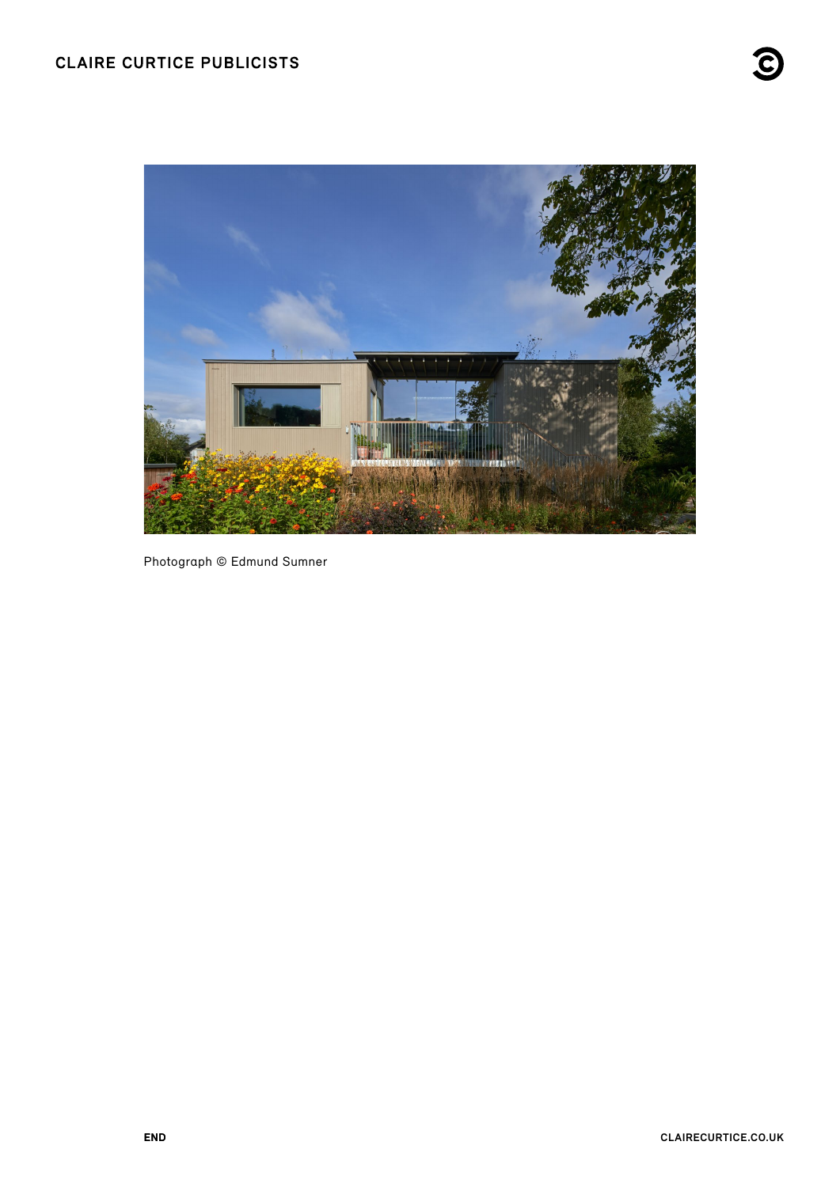Photograph © Edmund Sumner

END